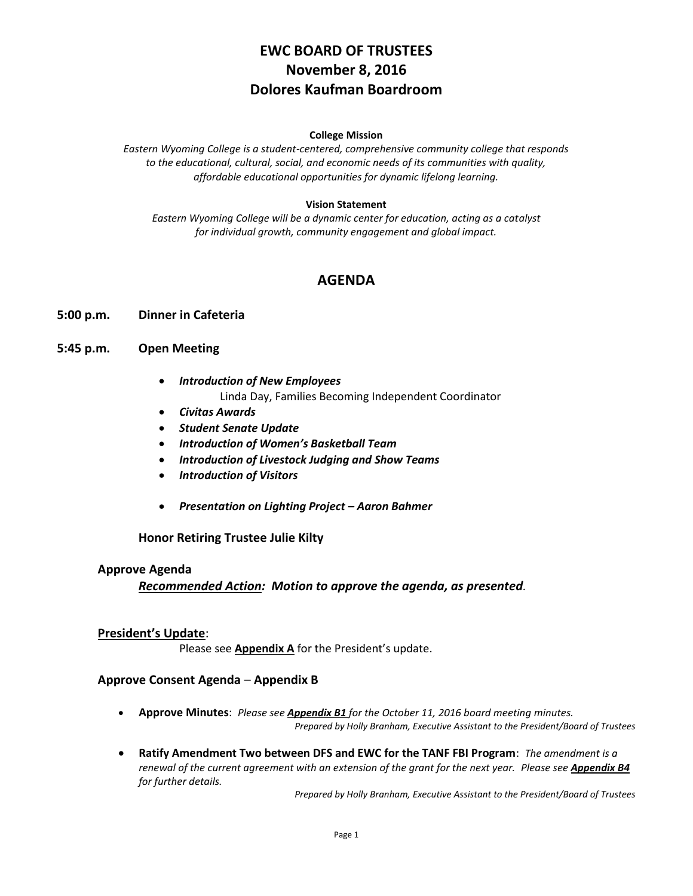# EWC BOARD OF TRUSTEES
# November 8, 2016
# Dolores Kaufman Boardroom

**College Mission**

*Eastern Wyoming College is a student-centered, comprehensive community college that responds to the educational, cultural, social, and economic needs of its communities with quality, affordable educational opportunities for dynamic lifelong learning.*

**Vision Statement**

*Eastern Wyoming College will be a dynamic center for education, acting as a catalyst for individual growth, community engagement and global impact.*

## AGENDA

**5:00 p.m. Dinner in Cafeteria**

**5:45 p.m. Open Meeting**

- ***Introduction of New Employees***
  Linda Day, Families Becoming Independent Coordinator
- ***Civitas Awards***
- ***Student Senate Update***
- ***Introduction of Women's Basketball Team***
- ***Introduction of Livestock Judging and Show Teams***
- ***Introduction of Visitors***
- ***Presentation on Lighting Project – Aaron Bahmer***

**Honor Retiring Trustee Julie Kilty**

**Approve Agenda**

***Recommended Action:*** ***Motion to approve the agenda, as presented*.**

**President's Update**:

Please see **Appendix A** for the President's update.

**Approve Consent Agenda** – **Appendix B**

- **Approve Minutes**: *Please see* ***Appendix B1*** *for the October 11, 2016 board meeting minutes.*
  *Prepared by Holly Branham, Executive Assistant to the President/Board of Trustees*
- **Ratify Amendment Two between DFS and EWC for the TANF FBI Program**: *The amendment is a renewal of the current agreement with an extension of the grant for the next year. Please see* ***Appendix B4*** *for further details.*
  *Prepared by Holly Branham, Executive Assistant to the President/Board of Trustees*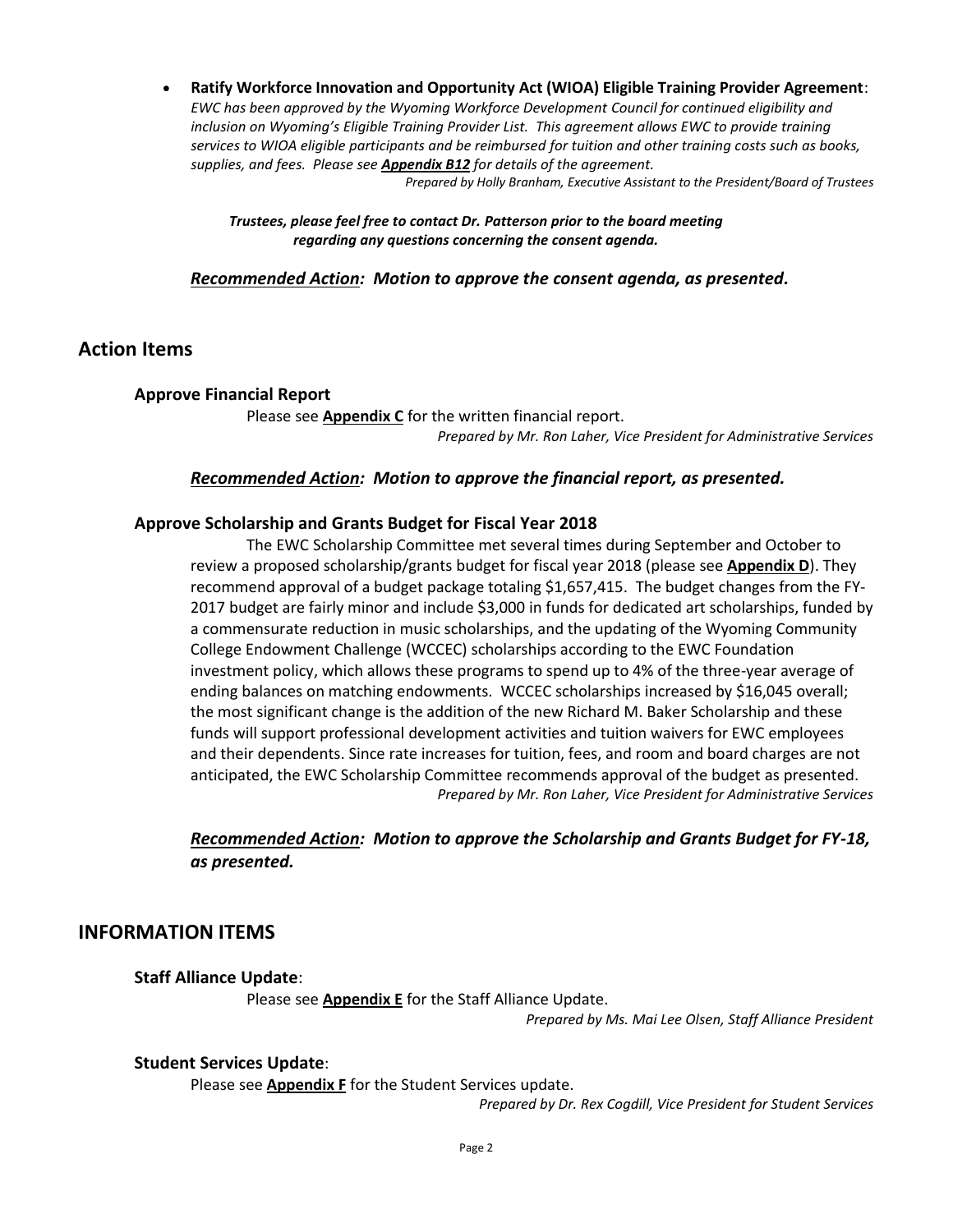- **Ratify Workforce Innovation and Opportunity Act (WIOA) Eligible Training Provider Agreement**: *EWC has been approved by the Wyoming Workforce Development Council for continued eligibility and inclusion on Wyoming's Eligible Training Provider List. This agreement allows EWC to provide training services to WIOA eligible participants and be reimbursed for tuition and other training costs such as books, supplies, and fees. Please see* ***Appendix B12*** *for details of the agreement.*

  *Prepared by Holly Branham, Executive Assistant to the President/Board of Trustees*

***Trustees, please feel free to contact Dr. Patterson prior to the board meeting regarding any questions concerning the consent agenda.***

***Recommended Action*: Motion to approve the consent agenda, as presented.**

## Action Items

### Approve Financial Report

Please see **Appendix C** for the written financial report.

*Prepared by Mr. Ron Laher, Vice President for Administrative Services*

***Recommended Action*: Motion to approve the financial report, as presented.**

### Approve Scholarship and Grants Budget for Fiscal Year 2018

The EWC Scholarship Committee met several times during September and October to review a proposed scholarship/grants budget for fiscal year 2018 (please see **Appendix D**). They recommend approval of a budget package totaling $1,657,415. The budget changes from the FY-2017 budget are fairly minor and include $3,000 in funds for dedicated art scholarships, funded by a commensurate reduction in music scholarships, and the updating of the Wyoming Community College Endowment Challenge (WCCEC) scholarships according to the EWC Foundation investment policy, which allows these programs to spend up to 4% of the three-year average of ending balances on matching endowments. WCCEC scholarships increased by $16,045 overall; the most significant change is the addition of the new Richard M. Baker Scholarship and these funds will support professional development activities and tuition waivers for EWC employees and their dependents. Since rate increases for tuition, fees, and room and board charges are not anticipated, the EWC Scholarship Committee recommends approval of the budget as presented.

*Prepared by Mr. Ron Laher, Vice President for Administrative Services*

***Recommended Action*: Motion to approve the Scholarship and Grants Budget for FY-18, as presented.**

## INFORMATION ITEMS

### Staff Alliance Update:

Please see **Appendix E** for the Staff Alliance Update.

*Prepared by Ms. Mai Lee Olsen, Staff Alliance President*

### Student Services Update:

Please see **Appendix F** for the Student Services update.

*Prepared by Dr. Rex Cogdill, Vice President for Student Services*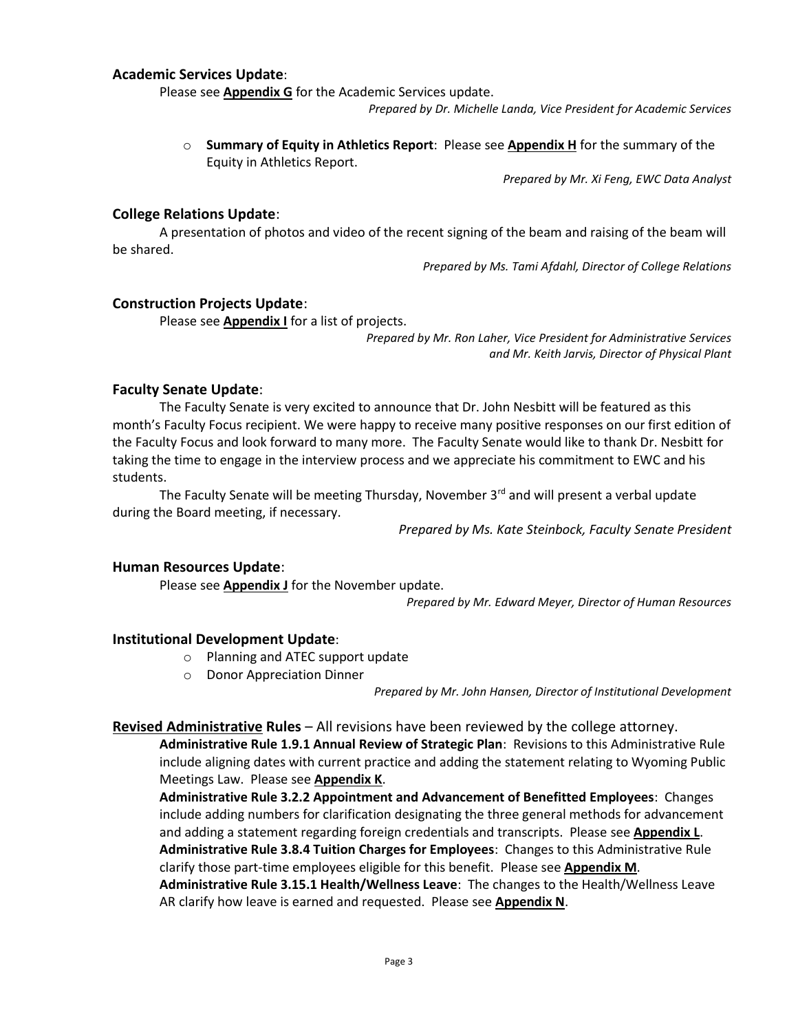**Academic Services Update**:

Please see **Appendix G** for the Academic Services update.

*Prepared by Dr. Michelle Landa, Vice President for Academic Services*

- **Summary of Equity in Athletics Report**: Please see **Appendix H** for the summary of the Equity in Athletics Report.

*Prepared by Mr. Xi Feng, EWC Data Analyst*

**College Relations Update**:

A presentation of photos and video of the recent signing of the beam and raising of the beam will be shared.

*Prepared by Ms. Tami Afdahl, Director of College Relations*

**Construction Projects Update**:

Please see **Appendix I** for a list of projects.

*Prepared by Mr. Ron Laher, Vice President for Administrative Services and Mr. Keith Jarvis, Director of Physical Plant*

**Faculty Senate Update**:

The Faculty Senate is very excited to announce that Dr. John Nesbitt will be featured as this month's Faculty Focus recipient. We were happy to receive many positive responses on our first edition of the Faculty Focus and look forward to many more. The Faculty Senate would like to thank Dr. Nesbitt for taking the time to engage in the interview process and we appreciate his commitment to EWC and his students.

The Faculty Senate will be meeting Thursday, November 3rd and will present a verbal update during the Board meeting, if necessary.

*Prepared by Ms. Kate Steinbock, Faculty Senate President*

**Human Resources Update**:

Please see **Appendix J** for the November update.

*Prepared by Mr. Edward Meyer, Director of Human Resources*

**Institutional Development Update**:

- Planning and ATEC support update
- Donor Appreciation Dinner

*Prepared by Mr. John Hansen, Director of Institutional Development*

**Revised Administrative Rules** – All revisions have been reviewed by the college attorney.

**Administrative Rule 1.9.1 Annual Review of Strategic Plan**: Revisions to this Administrative Rule include aligning dates with current practice and adding the statement relating to Wyoming Public Meetings Law. Please see **Appendix K**.

**Administrative Rule 3.2.2 Appointment and Advancement of Benefitted Employees**: Changes include adding numbers for clarification designating the three general methods for advancement and adding a statement regarding foreign credentials and transcripts. Please see **Appendix L**.

**Administrative Rule 3.8.4 Tuition Charges for Employees**: Changes to this Administrative Rule clarify those part-time employees eligible for this benefit. Please see **Appendix M**.

**Administrative Rule 3.15.1 Health/Wellness Leave**: The changes to the Health/Wellness Leave AR clarify how leave is earned and requested. Please see **Appendix N**.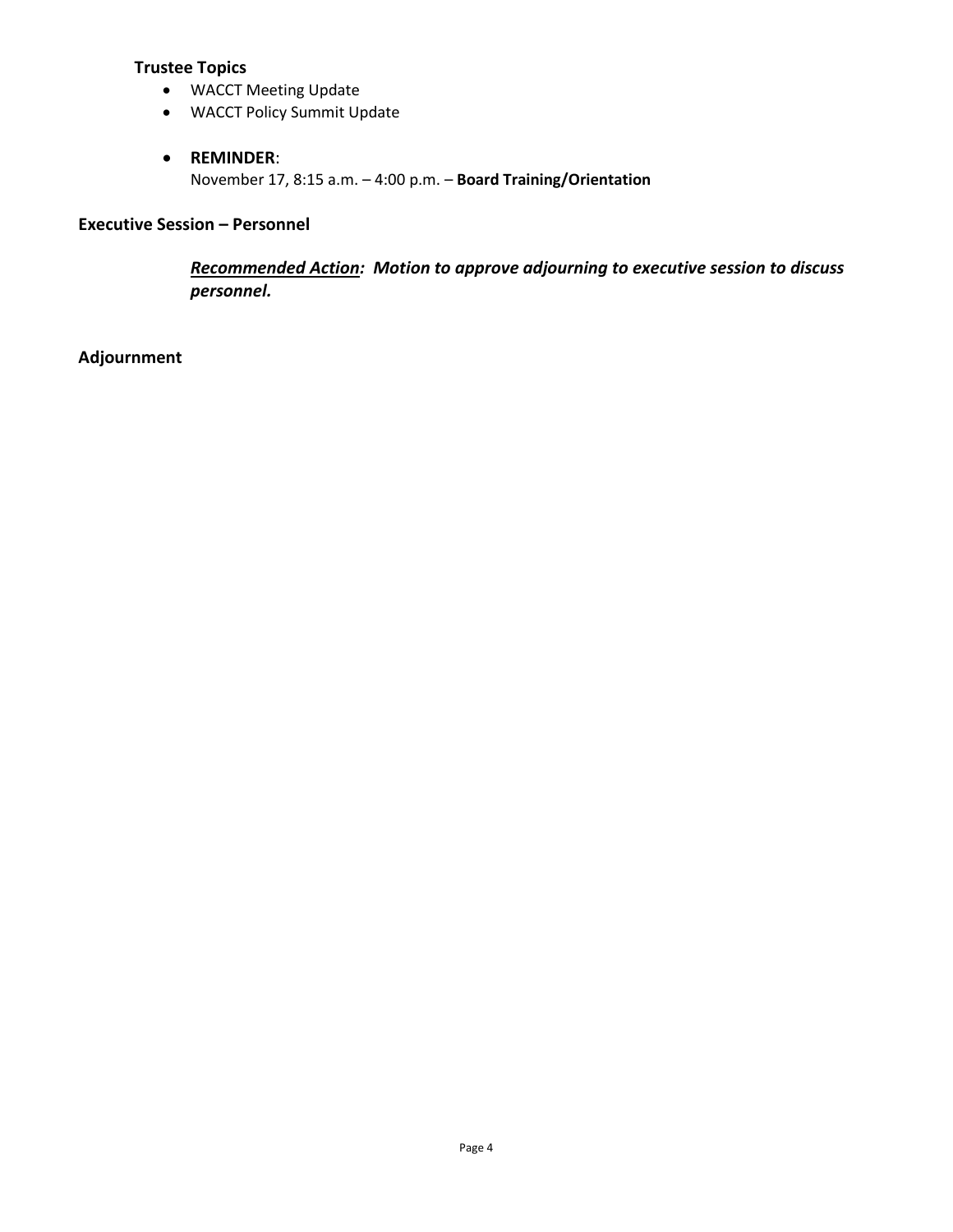**Trustee Topics**

- WACCT Meeting Update
- WACCT Policy Summit Update
- **REMINDER**:
  November 17, 8:15 a.m. – 4:00 p.m. – **Board Training/Orientation**

**Executive Session – Personnel**

***<u>Recommended Action</u>: Motion to approve adjourning to executive session to discuss personnel.***

**Adjournment**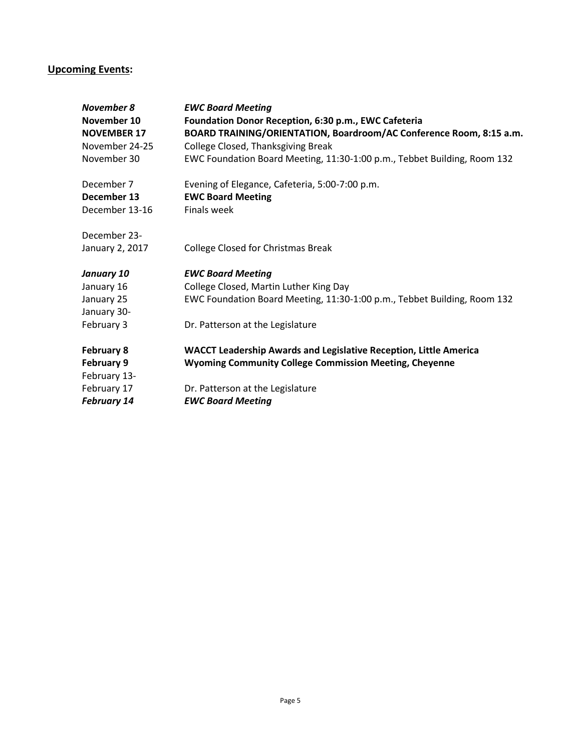**<u>Upcoming Events</u>:**

| | |
|---|---|
| ***November 8*** | ***EWC Board Meeting*** |
| **November 10** | **Foundation Donor Reception, 6:30 p.m., EWC Cafeteria** |
| **NOVEMBER 17** | **BOARD TRAINING/ORIENTATION, Boardroom/AC Conference Room, 8:15 a.m.** |
| November 24-25 | College Closed, Thanksgiving Break |
| November 30 | EWC Foundation Board Meeting, 11:30-1:00 p.m., Tebbet Building, Room 132 |
| December 7 | Evening of Elegance, Cafeteria, 5:00-7:00 p.m. |
| **December 13** | **EWC Board Meeting** |
| December 13-16 | Finals week |
| December 23-January 2, 2017 | College Closed for Christmas Break |
| ***January 10*** | ***EWC Board Meeting*** |
| January 16 | College Closed, Martin Luther King Day |
| January 25 | EWC Foundation Board Meeting, 11:30-1:00 p.m., Tebbet Building, Room 132 |
| January 30-February 3 | Dr. Patterson at the Legislature |
| **February 8** | **WACCT Leadership Awards and Legislative Reception, Little America** |
| **February 9** | **Wyoming Community College Commission Meeting, Cheyenne** |
| February 13-February 17 | Dr. Patterson at the Legislature |
| ***February 14*** | ***EWC Board Meeting*** |